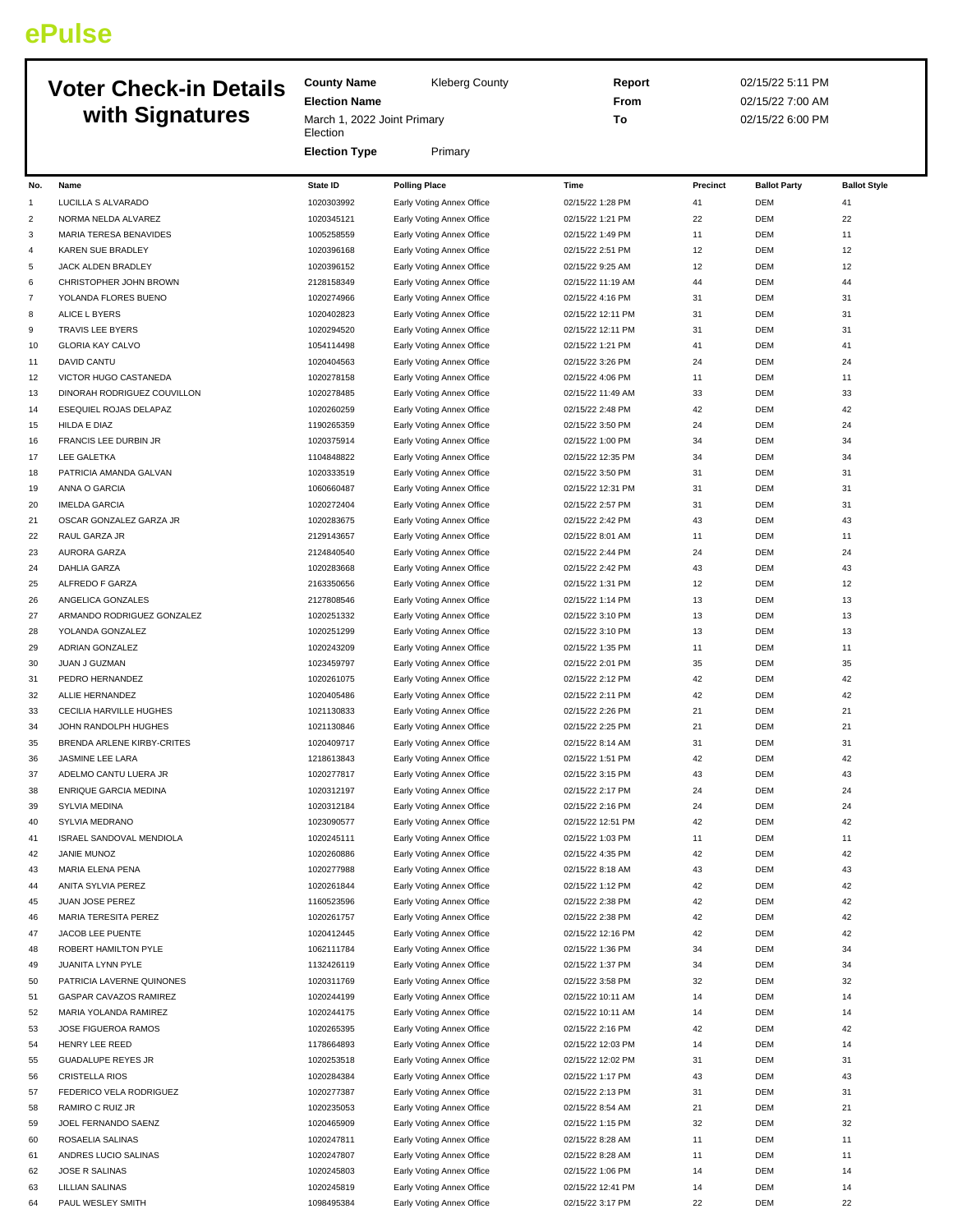# ePulse

## Voter Check-in Details with Signatures

**County Name** Kleberg County

**Election Name** March 1, 2022 Joint Primary Election

**Election Type** Primary

**Report** 02/15/22 5:11 PM

**From** 02/15/22 7:00 AM

**To** 02/15/22 6:00 PM

| No. | Name | State ID | Polling Place | Time | Precinct | Ballot Party | Ballot Style |
|---|---|---|---|---|---|---|---|
| 1 | LUCILLA S ALVARADO | 1020303992 | Early Voting Annex Office | 02/15/22 1:28 PM | 41 | DEM | 41 |
| 2 | NORMA NELDA ALVAREZ | 1020345121 | Early Voting Annex Office | 02/15/22 1:21 PM | 22 | DEM | 22 |
| 3 | MARIA TERESA BENAVIDES | 1005258559 | Early Voting Annex Office | 02/15/22 1:49 PM | 11 | DEM | 11 |
| 4 | KAREN SUE BRADLEY | 1020396168 | Early Voting Annex Office | 02/15/22 2:51 PM | 12 | DEM | 12 |
| 5 | JACK ALDEN BRADLEY | 1020396152 | Early Voting Annex Office | 02/15/22 9:25 AM | 12 | DEM | 12 |
| 6 | CHRISTOPHER JOHN BROWN | 2128158349 | Early Voting Annex Office | 02/15/22 11:19 AM | 44 | DEM | 44 |
| 7 | YOLANDA FLORES BUENO | 1020274966 | Early Voting Annex Office | 02/15/22 4:16 PM | 31 | DEM | 31 |
| 8 | ALICE L BYERS | 1020402823 | Early Voting Annex Office | 02/15/22 12:11 PM | 31 | DEM | 31 |
| 9 | TRAVIS LEE BYERS | 1020294520 | Early Voting Annex Office | 02/15/22 12:11 PM | 31 | DEM | 31 |
| 10 | GLORIA KAY CALVO | 1054114498 | Early Voting Annex Office | 02/15/22 1:21 PM | 41 | DEM | 41 |
| 11 | DAVID CANTU | 1020404563 | Early Voting Annex Office | 02/15/22 3:26 PM | 24 | DEM | 24 |
| 12 | VICTOR HUGO CASTANEDA | 1020278158 | Early Voting Annex Office | 02/15/22 4:06 PM | 11 | DEM | 11 |
| 13 | DINORAH RODRIGUEZ COUVILLON | 1020278485 | Early Voting Annex Office | 02/15/22 11:49 AM | 33 | DEM | 33 |
| 14 | ESEQUIEL ROJAS DELAPAZ | 1020260259 | Early Voting Annex Office | 02/15/22 2:48 PM | 42 | DEM | 42 |
| 15 | HILDA E DIAZ | 1190265359 | Early Voting Annex Office | 02/15/22 3:50 PM | 24 | DEM | 24 |
| 16 | FRANCIS LEE DURBIN JR | 1020375914 | Early Voting Annex Office | 02/15/22 1:00 PM | 34 | DEM | 34 |
| 17 | LEE GALETKA | 1104848822 | Early Voting Annex Office | 02/15/22 12:35 PM | 34 | DEM | 34 |
| 18 | PATRICIA AMANDA GALVAN | 1020333519 | Early Voting Annex Office | 02/15/22 3:50 PM | 31 | DEM | 31 |
| 19 | ANNA O GARCIA | 1060660487 | Early Voting Annex Office | 02/15/22 12:31 PM | 31 | DEM | 31 |
| 20 | IMELDA GARCIA | 1020272404 | Early Voting Annex Office | 02/15/22 2:57 PM | 31 | DEM | 31 |
| 21 | OSCAR GONZALEZ GARZA JR | 1020283675 | Early Voting Annex Office | 02/15/22 2:42 PM | 43 | DEM | 43 |
| 22 | RAUL GARZA JR | 2129143657 | Early Voting Annex Office | 02/15/22 8:01 AM | 11 | DEM | 11 |
| 23 | AURORA GARZA | 2124840540 | Early Voting Annex Office | 02/15/22 2:44 PM | 24 | DEM | 24 |
| 24 | DAHLIA GARZA | 1020283668 | Early Voting Annex Office | 02/15/22 2:42 PM | 43 | DEM | 43 |
| 25 | ALFREDO F GARZA | 2163350656 | Early Voting Annex Office | 02/15/22 1:31 PM | 12 | DEM | 12 |
| 26 | ANGELICA GONZALES | 2127808546 | Early Voting Annex Office | 02/15/22 1:14 PM | 13 | DEM | 13 |
| 27 | ARMANDO RODRIGUEZ GONZALEZ | 1020251332 | Early Voting Annex Office | 02/15/22 3:10 PM | 13 | DEM | 13 |
| 28 | YOLANDA GONZALEZ | 1020251299 | Early Voting Annex Office | 02/15/22 3:10 PM | 13 | DEM | 13 |
| 29 | ADRIAN GONZALEZ | 1020243209 | Early Voting Annex Office | 02/15/22 1:35 PM | 11 | DEM | 11 |
| 30 | JUAN J GUZMAN | 1023459797 | Early Voting Annex Office | 02/15/22 2:01 PM | 35 | DEM | 35 |
| 31 | PEDRO HERNANDEZ | 1020261075 | Early Voting Annex Office | 02/15/22 2:12 PM | 42 | DEM | 42 |
| 32 | ALLIE HERNANDEZ | 1020405486 | Early Voting Annex Office | 02/15/22 2:11 PM | 42 | DEM | 42 |
| 33 | CECILIA HARVILLE HUGHES | 1021130833 | Early Voting Annex Office | 02/15/22 2:26 PM | 21 | DEM | 21 |
| 34 | JOHN RANDOLPH HUGHES | 1021130846 | Early Voting Annex Office | 02/15/22 2:25 PM | 21 | DEM | 21 |
| 35 | BRENDA ARLENE KIRBY-CRITES | 1020409717 | Early Voting Annex Office | 02/15/22 8:14 AM | 31 | DEM | 31 |
| 36 | JASMINE LEE LARA | 1218613843 | Early Voting Annex Office | 02/15/22 1:51 PM | 42 | DEM | 42 |
| 37 | ADELMO CANTU LUERA JR | 1020277817 | Early Voting Annex Office | 02/15/22 3:15 PM | 43 | DEM | 43 |
| 38 | ENRIQUE GARCIA MEDINA | 1020312197 | Early Voting Annex Office | 02/15/22 2:17 PM | 24 | DEM | 24 |
| 39 | SYLVIA MEDINA | 1020312184 | Early Voting Annex Office | 02/15/22 2:16 PM | 24 | DEM | 24 |
| 40 | SYLVIA MEDRANO | 1023090577 | Early Voting Annex Office | 02/15/22 12:51 PM | 42 | DEM | 42 |
| 41 | ISRAEL SANDOVAL MENDIOLA | 1020245111 | Early Voting Annex Office | 02/15/22 1:03 PM | 11 | DEM | 11 |
| 42 | JANIE MUNOZ | 1020260886 | Early Voting Annex Office | 02/15/22 4:35 PM | 42 | DEM | 42 |
| 43 | MARIA ELENA PENA | 1020277988 | Early Voting Annex Office | 02/15/22 8:18 AM | 43 | DEM | 43 |
| 44 | ANITA SYLVIA PEREZ | 1020261844 | Early Voting Annex Office | 02/15/22 1:12 PM | 42 | DEM | 42 |
| 45 | JUAN JOSE PEREZ | 1160523596 | Early Voting Annex Office | 02/15/22 2:38 PM | 42 | DEM | 42 |
| 46 | MARIA TERESITA PEREZ | 1020261757 | Early Voting Annex Office | 02/15/22 2:38 PM | 42 | DEM | 42 |
| 47 | JACOB LEE PUENTE | 1020412445 | Early Voting Annex Office | 02/15/22 12:16 PM | 42 | DEM | 42 |
| 48 | ROBERT HAMILTON PYLE | 1062111784 | Early Voting Annex Office | 02/15/22 1:36 PM | 34 | DEM | 34 |
| 49 | JUANITA LYNN PYLE | 1132426119 | Early Voting Annex Office | 02/15/22 1:37 PM | 34 | DEM | 34 |
| 50 | PATRICIA LAVERNE QUINONES | 1020311769 | Early Voting Annex Office | 02/15/22 3:58 PM | 32 | DEM | 32 |
| 51 | GASPAR CAVAZOS RAMIREZ | 1020244199 | Early Voting Annex Office | 02/15/22 10:11 AM | 14 | DEM | 14 |
| 52 | MARIA YOLANDA RAMIREZ | 1020244175 | Early Voting Annex Office | 02/15/22 10:11 AM | 14 | DEM | 14 |
| 53 | JOSE FIGUEROA RAMOS | 1020265395 | Early Voting Annex Office | 02/15/22 2:16 PM | 42 | DEM | 42 |
| 54 | HENRY LEE REED | 1178664893 | Early Voting Annex Office | 02/15/22 12:03 PM | 14 | DEM | 14 |
| 55 | GUADALUPE REYES JR | 1020253518 | Early Voting Annex Office | 02/15/22 12:02 PM | 31 | DEM | 31 |
| 56 | CRISTELLA RIOS | 1020284384 | Early Voting Annex Office | 02/15/22 1:17 PM | 43 | DEM | 43 |
| 57 | FEDERICO VELA RODRIGUEZ | 1020277387 | Early Voting Annex Office | 02/15/22 2:13 PM | 31 | DEM | 31 |
| 58 | RAMIRO C RUIZ JR | 1020235053 | Early Voting Annex Office | 02/15/22 8:54 AM | 21 | DEM | 21 |
| 59 | JOEL FERNANDO SAENZ | 1020465909 | Early Voting Annex Office | 02/15/22 1:15 PM | 32 | DEM | 32 |
| 60 | ROSAELIA SALINAS | 1020247811 | Early Voting Annex Office | 02/15/22 8:28 AM | 11 | DEM | 11 |
| 61 | ANDRES LUCIO SALINAS | 1020247807 | Early Voting Annex Office | 02/15/22 8:28 AM | 11 | DEM | 11 |
| 62 | JOSE R SALINAS | 1020245803 | Early Voting Annex Office | 02/15/22 1:06 PM | 14 | DEM | 14 |
| 63 | LILLIAN SALINAS | 1020245819 | Early Voting Annex Office | 02/15/22 12:41 PM | 14 | DEM | 14 |
| 64 | PAUL WESLEY SMITH | 1098495384 | Early Voting Annex Office | 02/15/22 3:17 PM | 22 | DEM | 22 |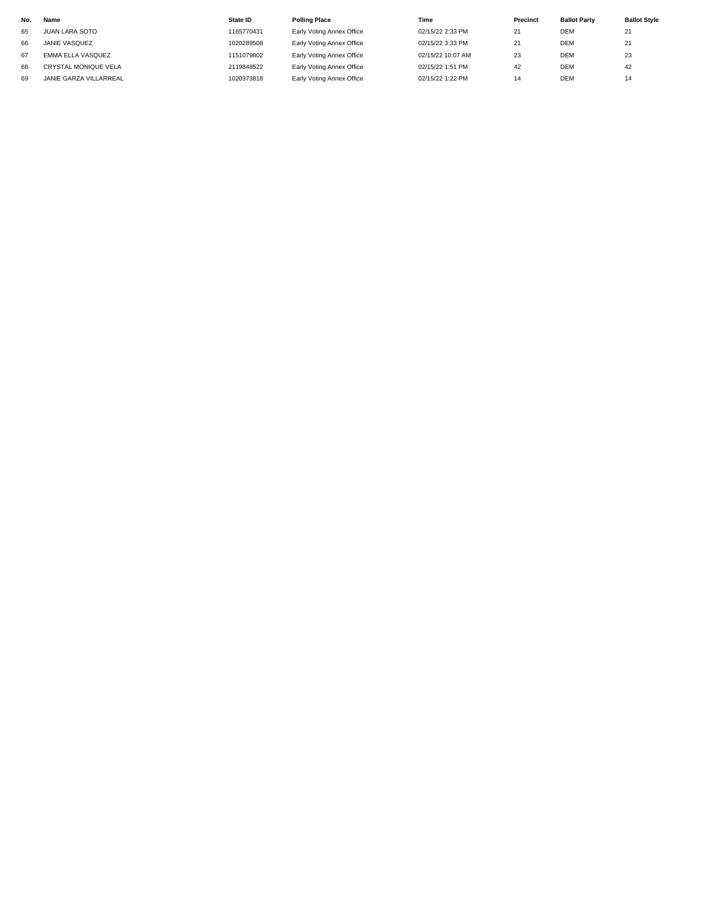| No. | Name | State ID | Polling Place | Time | Precinct | Ballot Party | Ballot Style |
|---|---|---|---|---|---|---|---|
| 65 | JUAN LARA SOTO | 1165770431 | Early Voting Annex Office | 02/15/22 2:33 PM | 21 | DEM | 21 |
| 66 | JANIE VASQUEZ | 1020289508 | Early Voting Annex Office | 02/15/22 3:33 PM | 21 | DEM | 21 |
| 67 | EMMA ELLA VASQUEZ | 1151079802 | Early Voting Annex Office | 02/15/22 10:07 AM | 23 | DEM | 23 |
| 68 | CRYSTAL MONIQUE VELA | 2119848522 | Early Voting Annex Office | 02/15/22 1:51 PM | 42 | DEM | 42 |
| 69 | JANIE GARZA VILLARREAL | 1020373818 | Early Voting Annex Office | 02/15/22 1:22 PM | 14 | DEM | 14 |